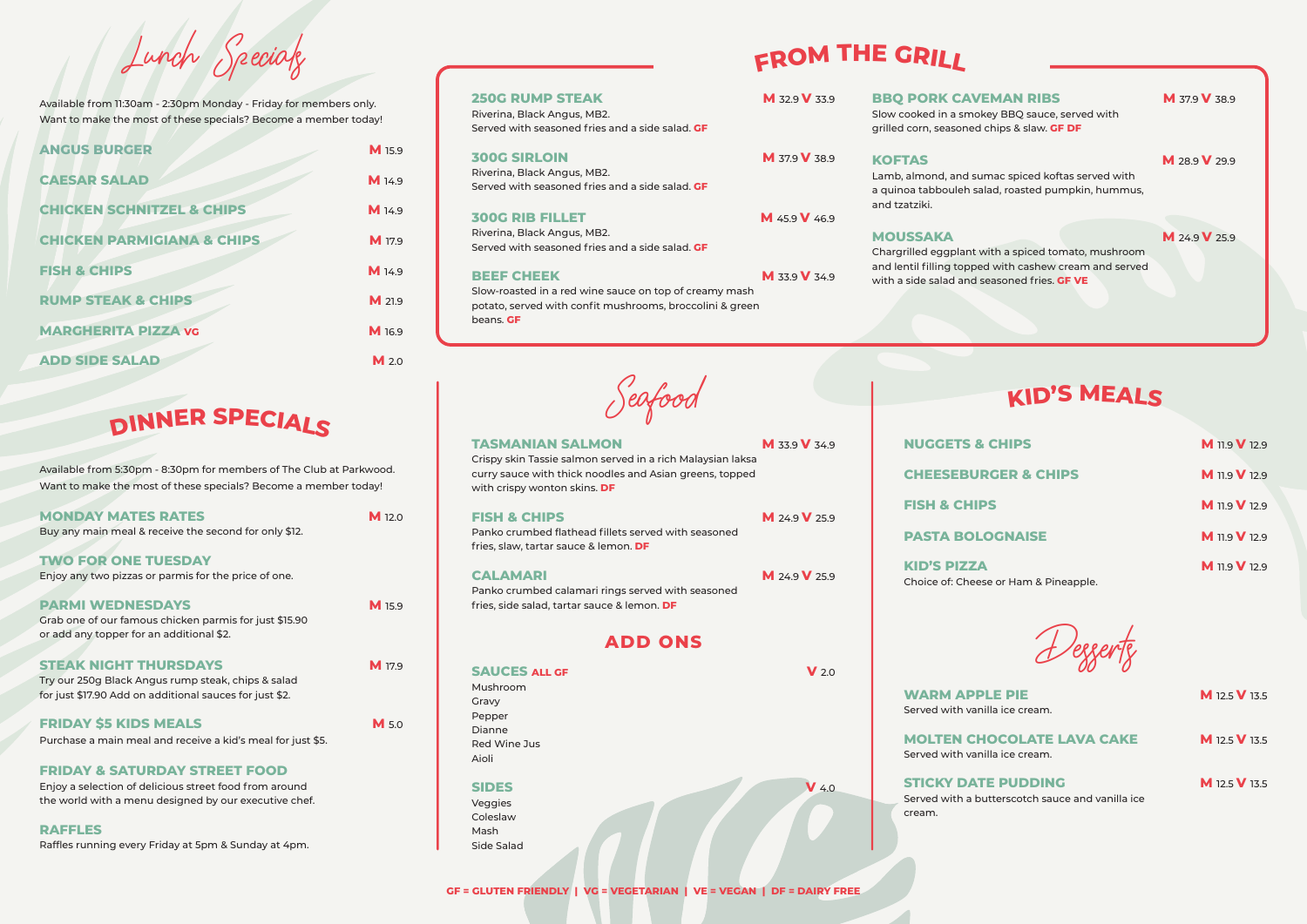# Lunch Specials

Available from 11:30am - 2:30pm Monday - Friday for members only.
Want to make the most of these specials? Become a member today!

| Item | Price |
| --- | --- |
| **ANGUS BURGER** | M 15.9 |
| **CAESAR SALAD** | M 14.9 |
| **CHICKEN SCHNITZEL & CHIPS** | M 14.9 |
| **CHICKEN PARMIGIANA & CHIPS** | M 17.9 |
| **FISH & CHIPS** | M 14.9 |
| **RUMP STEAK & CHIPS** | M 21.9 |
| **MARGHERITA PIZZA** VG | M 16.9 |
| **ADD SIDE SALAD** | M 2.0 |

# DINNER SPECIALS

Available from 5:30pm - 8:30pm for members of The Club at Parkwood.
Want to make the most of these specials? Become a member today!

**MONDAY MATES RATES** — M 12.0
Buy any main meal & receive the second for only $12.

**TWO FOR ONE TUESDAY**
Enjoy any two pizzas or parmis for the price of one.

**PARMI WEDNESDAYS** — M 15.9
Grab one of our famous chicken parmis for just $15.90 or add any topper for an additional $2.

**STEAK NIGHT THURSDAYS** — M 17.9
Try our 250g Black Angus rump steak, chips & salad for just $17.90 Add on additional sauces for just $2.

**FRIDAY $5 KIDS MEALS** — M 5.0
Purchase a main meal and receive a kid's meal for just $5.

**FRIDAY & SATURDAY STREET FOOD**
Enjoy a selection of delicious street food from around the world with a menu designed by our executive chef.

**RAFFLES**
Raffles running every Friday at 5pm & Sunday at 4pm.

# FROM THE GRILL

**250G RUMP STEAK** — M 32.9 V 33.9
Riverina, Black Angus, MB2.
Served with seasoned fries and a side salad. GF

**300G SIRLOIN** — M 37.9 V 38.9
Riverina, Black Angus, MB2.
Served with seasoned fries and a side salad. GF

**300G RIB FILLET** — M 45.9 V 46.9
Riverina, Black Angus, MB2.
Served with seasoned fries and a side salad. GF

**BEEF CHEEK** — M 33.9 V 34.9
Slow-roasted in a red wine sauce on top of creamy mash potato, served with confit mushrooms, broccolini & green beans. GF

**BBQ PORK CAVEMAN RIBS** — M 37.9 V 38.9
Slow cooked in a smokey BBQ sauce, served with grilled corn, seasoned chips & slaw. GF DF

**KOFTAS** — M 28.9 V 29.9
Lamb, almond, and sumac spiced koftas served with a quinoa tabbouleh salad, roasted pumpkin, hummus, and tzatziki.

**MOUSSAKA** — M 24.9 V 25.9
Chargrilled eggplant with a spiced tomato, mushroom and lentil filling topped with cashew cream and served with a side salad and seasoned fries. GF VE

# Seafood

**TASMANIAN SALMON** — M 33.9 V 34.9
Crispy skin Tassie salmon served in a rich Malaysian laksa curry sauce with thick noodles and Asian greens, topped with crispy wonton skins. DF

**FISH & CHIPS** — M 24.9 V 25.9
Panko crumbed flathead fillets served with seasoned fries, slaw, tartar sauce & lemon. DF

**CALAMARI** — M 24.9 V 25.9
Panko crumbed calamari rings served with seasoned fries, side salad, tartar sauce & lemon. DF

## ADD ONS

**SAUCES** ALL GF — V 2.0
- Mushroom
- Gravy
- Pepper
- Dianne
- Red Wine Jus
- Aioli

**SIDES** — V 4.0
- Veggies
- Coleslaw
- Mash
- Side Salad

# KID'S MEALS

| Item | Price |
| --- | --- |
| **NUGGETS & CHIPS** | M 11.9 V 12.9 |
| **CHEESEBURGER & CHIPS** | M 11.9 V 12.9 |
| **FISH & CHIPS** | M 11.9 V 12.9 |
| **PASTA BOLOGNAISE** | M 11.9 V 12.9 |
| **KID'S PIZZA** Choice of: Cheese or Ham & Pineapple. | M 11.9 V 12.9 |

# Desserts

**WARM APPLE PIE** — M 12.5 V 13.5
Served with vanilla ice cream.

**MOLTEN CHOCOLATE LAVA CAKE** — M 12.5 V 13.5
Served with vanilla ice cream.

**STICKY DATE PUDDING** — M 12.5 V 13.5
Served with a butterscotch sauce and vanilla ice cream.

GF = GLUTEN FRIENDLY | VG = VEGETARIAN | VE = VEGAN | DF = DAIRY FREE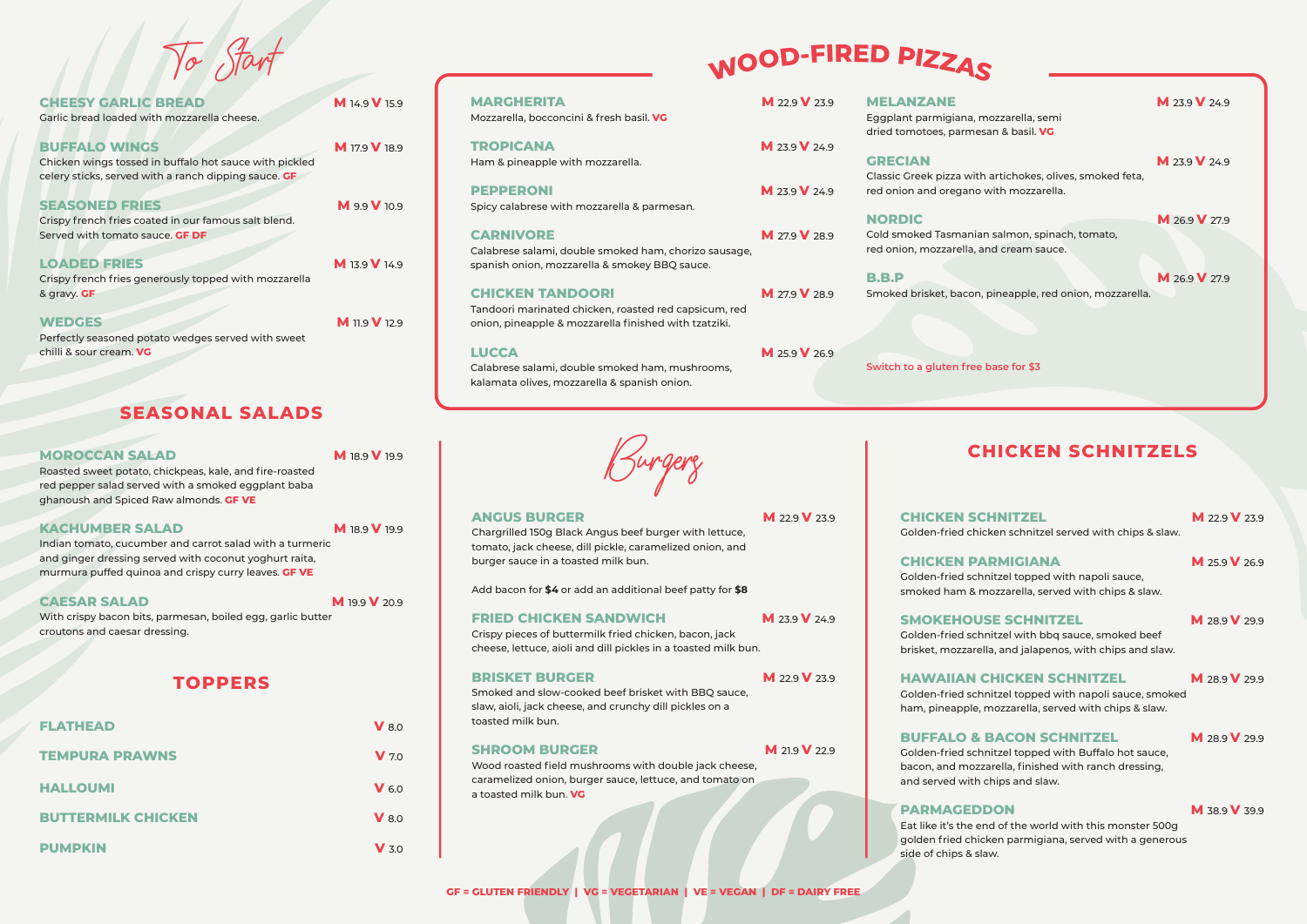## To Start

**CHEESY GARLIC BREAD** — M 14.9 V 15.9
Garlic bread loaded with mozzarella cheese.

**BUFFALO WINGS** — M 17.9 V 18.9
Chicken wings tossed in buffalo hot sauce with pickled celery sticks, served with a ranch dipping sauce. GF

**SEASONED FRIES** — M 9.9 V 10.9
Crispy french fries coated in our famous salt blend. Served with tomato sauce. GF DF

**LOADED FRIES** — M 13.9 V 14.9
Crispy french fries generously topped with mozzarella & gravy. GF

**WEDGES** — M 11.9 V 12.9
Perfectly seasoned potato wedges served with sweet chilli & sour cream. VG

## SEASONAL SALADS

**MOROCCAN SALAD** — M 18.9 V 19.9
Roasted sweet potato, chickpeas, kale, and fire-roasted red pepper salad served with a smoked eggplant baba ghanoush and Spiced Raw almonds. GF VE

**KACHUMBER SALAD** — M 18.9 V 19.9
Indian tomato, cucumber and carrot salad with a turmeric and ginger dressing served with coconut yoghurt raita, murmura puffed quinoa and crispy curry leaves. GF VE

**CAESAR SALAD** — M 19.9 V 20.9
With crispy bacon bits, parmesan, boiled egg, garlic butter croutons and caesar dressing.

## TOPPERS

| | |
|---|---|
| FLATHEAD | V 8.0 |
| TEMPURA PRAWNS | V 7.0 |
| HALLOUMI | V 6.0 |
| BUTTERMILK CHICKEN | V 8.0 |
| PUMPKIN | V 3.0 |

## WOOD-FIRED PIZZAS

**MARGHERITA** — M 22.9 V 23.9
Mozzarella, bocconcini & fresh basil. VG

**TROPICANA** — M 23.9 V 24.9
Ham & pineapple with mozzarella.

**PEPPERONI** — M 23.9 V 24.9
Spicy calabrese with mozzarella & parmesan.

**CARNIVORE** — M 27.9 V 28.9
Calabrese salami, double smoked ham, chorizo sausage, spanish onion, mozzarella & smokey BBQ sauce.

**CHICKEN TANDOORI** — M 27.9 V 28.9
Tandoori marinated chicken, roasted red capsicum, red onion, pineapple & mozzarella finished with tzatziki.

**LUCCA** — M 25.9 V 26.9
Calabrese salami, double smoked ham, mushrooms, kalamata olives, mozzarella & spanish onion.

**MELANZANE** — M 23.9 V 24.9
Eggplant parmigiana, mozzarella, semi dried tomotoes, parmesan & basil. VG

**GRECIAN** — M 23.9 V 24.9
Classic Greek pizza with artichokes, olives, smoked feta, red onion and oregano with mozzarella.

**NORDIC** — M 26.9 V 27.9
Cold smoked Tasmanian salmon, spinach, tomato, red onion, mozzarella, and cream sauce.

**B.B.P** — M 26.9 V 27.9
Smoked brisket, bacon, pineapple, red onion, mozzarella.

Switch to a gluten free base for $3

## Burgers

**ANGUS BURGER** — M 22.9 V 23.9
Chargrilled 150g Black Angus beef burger with lettuce, tomato, jack cheese, dill pickle, caramelized onion, and burger sauce in a toasted milk bun.

Add bacon for **$4** or add an additional beef patty for **$8**

**FRIED CHICKEN SANDWICH** — M 23.9 V 24.9
Crispy pieces of buttermilk fried chicken, bacon, jack cheese, lettuce, aioli and dill pickles in a toasted milk bun.

**BRISKET BURGER** — M 22.9 V 23.9
Smoked and slow-cooked beef brisket with BBQ sauce, slaw, aioli, jack cheese, and crunchy dill pickles on a toasted milk bun.

**SHROOM BURGER** — M 21.9 V 22.9
Wood roasted field mushrooms with double jack cheese, caramelized onion, burger sauce, lettuce, and tomato on a toasted milk bun. VG

## CHICKEN SCHNITZELS

**CHICKEN SCHNITZEL** — M 22.9 V 23.9
Golden-fried chicken schnitzel served with chips & slaw.

**CHICKEN PARMIGIANA** — M 25.9 V 26.9
Golden-fried schnitzel topped with napoli sauce, smoked ham & mozzarella, served with chips & slaw.

**SMOKEHOUSE SCHNITZEL** — M 28.9 V 29.9
Golden-fried schnitzel with bbq sauce, smoked beef brisket, mozzarella, and jalapenos, with chips and slaw.

**HAWAIIAN CHICKEN SCHNITZEL** — M 28.9 V 29.9
Golden-fried schnitzel topped with napoli sauce, smoked ham, pineapple, mozzarella, served with chips & slaw.

**BUFFALO & BACON SCHNITZEL** — M 28.9 V 29.9
Golden-fried schnitzel topped with Buffalo hot sauce, bacon, and mozzarella, finished with ranch dressing, and served with chips and slaw.

**PARMAGEDDON** — M 38.9 V 39.9
Eat like it's the end of the world with this monster 500g golden fried chicken parmigiana, served with a generous side of chips & slaw.

GF = GLUTEN FRIENDLY | VG = VEGETARIAN | VE = VEGAN | DF = DAIRY FREE